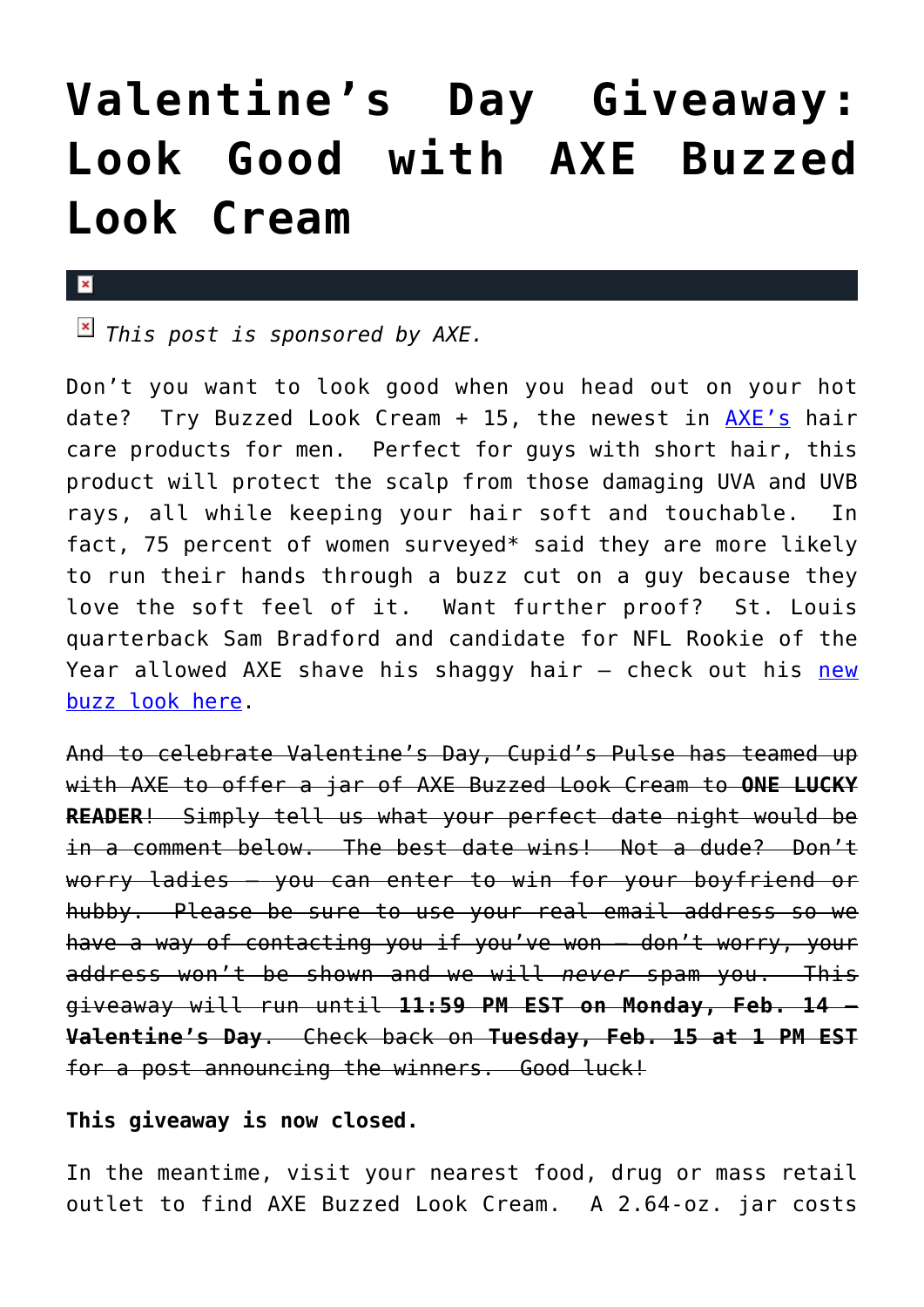# Valentine's Day Giveaway: Look Good with AXE Buzzed Look Cream

*This post is sponsored by AXE.*

Don't you want to look good when you head out on your hot date? Try Buzzed Look Cream + 15, the newest in [AXE's]() hair care products for men. Perfect for guys with short hair, this product will protect the scalp from those damaging UVA and UVB rays, all while keeping your hair soft and touchable. In fact, 75 percent of women surveyed* said they are more likely to run their hands through a buzz cut on a guy because they love the soft feel of it. Want further proof? St. Louis quarterback Sam Bradford and candidate for NFL Rookie of the Year allowed AXE shave his shaggy hair – check out his [new buzz look here]().

~~And to celebrate Valentine's Day, Cupid's Pulse has teamed up with AXE to offer a jar of AXE Buzzed Look Cream to **ONE LUCKY READER**! Simply tell us what your perfect date night would be in a comment below. The best date wins! Not a dude? Don't worry ladies – you can enter to win for your boyfriend or hubby. Please be sure to use your real email address so we have a way of contacting you if you've won – don't worry, your address won't be shown and we will *never* spam you. This giveaway will run until **11:59 PM EST on Monday, Feb. 14 – Valentine's Day**. Check back on **Tuesday, Feb. 15 at 1 PM EST** for a post announcing the winners. Good luck!~~

**This giveaway is now closed.**

In the meantime, visit your nearest food, drug or mass retail outlet to find AXE Buzzed Look Cream. A 2.64-oz. jar costs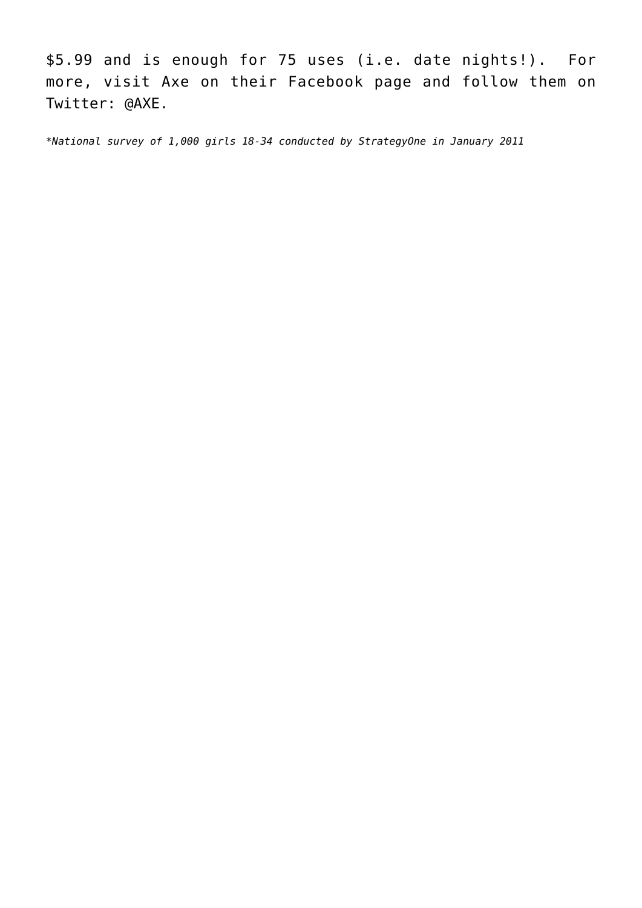$5.99 and is enough for 75 uses (i.e. date nights!). For more, visit Axe on their Facebook page and follow them on Twitter: @AXE.

*\*National survey of 1,000 girls 18-34 conducted by StrategyOne in January 2011*